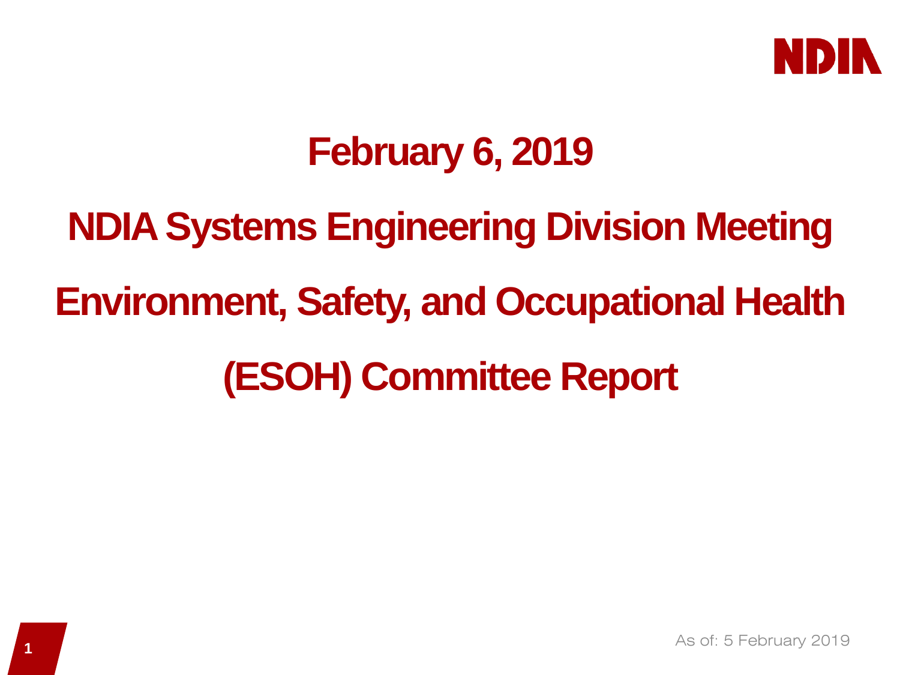# February 6, 2019

# NDIA Systems Engineering Division Meeting

# Environment, Safety, and Occupational Health (ESOH) Committee Report

As of: 5 February 2019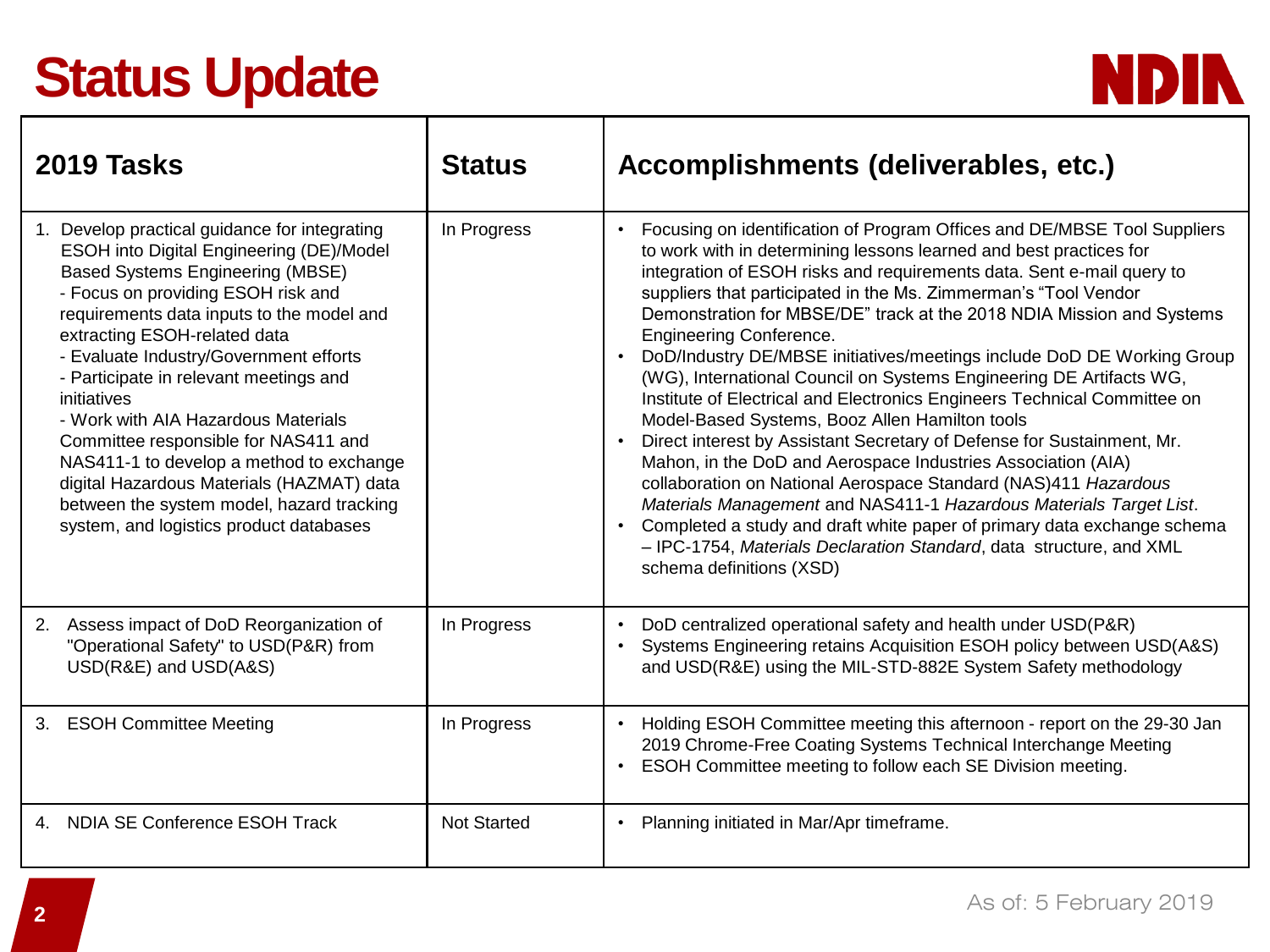# Status Update

| 2019 Tasks | Status | Accomplishments (deliverables, etc.) |
|---|---|---|
| 1. Develop practical guidance for integrating ESOH into Digital Engineering (DE)/Model Based Systems Engineering (MBSE)<br>- Focus on providing ESOH risk and requirements data inputs to the model and extracting ESOH-related data<br>- Evaluate Industry/Government efforts<br>- Participate in relevant meetings and initiatives<br>- Work with AIA Hazardous Materials Committee responsible for NAS411 and NAS411-1 to develop a method to exchange digital Hazardous Materials (HAZMAT) data between the system model, hazard tracking system, and logistics product databases | In Progress | • Focusing on identification of Program Offices and DE/MBSE Tool Suppliers to work with in determining lessons learned and best practices for integration of ESOH risks and requirements data. Sent e-mail query to suppliers that participated in the Ms. Zimmerman's "Tool Vendor Demonstration for MBSE/DE" track at the 2018 NDIA Mission and Systems Engineering Conference.<br>• DoD/Industry DE/MBSE initiatives/meetings include DoD DE Working Group (WG), International Council on Systems Engineering DE Artifacts WG, Institute of Electrical and Electronics Engineers Technical Committee on Model-Based Systems, Booz Allen Hamilton tools<br>• Direct interest by Assistant Secretary of Defense for Sustainment, Mr. Mahon, in the DoD and Aerospace Industries Association (AIA) collaboration on National Aerospace Standard (NAS)411 *Hazardous Materials Management* and NAS411-1 *Hazardous Materials Target List*.<br>• Completed a study and draft white paper of primary data exchange schema – IPC-1754, *Materials Declaration Standard*, data structure, and XML schema definitions (XSD) |
| 2. Assess impact of DoD Reorganization of "Operational Safety" to USD(P&R) from USD(R&E) and USD(A&S) | In Progress | • DoD centralized operational safety and health under USD(P&R)<br>• Systems Engineering retains Acquisition ESOH policy between USD(A&S) and USD(R&E) using the MIL-STD-882E System Safety methodology |
| 3. ESOH Committee Meeting | In Progress | • Holding ESOH Committee meeting this afternoon - report on the 29-30 Jan 2019 Chrome-Free Coating Systems Technical Interchange Meeting<br>• ESOH Committee meeting to follow each SE Division meeting. |
| 4. NDIA SE Conference ESOH Track | Not Started | • Planning initiated in Mar/Apr timeframe. |

As of: 5 February 2019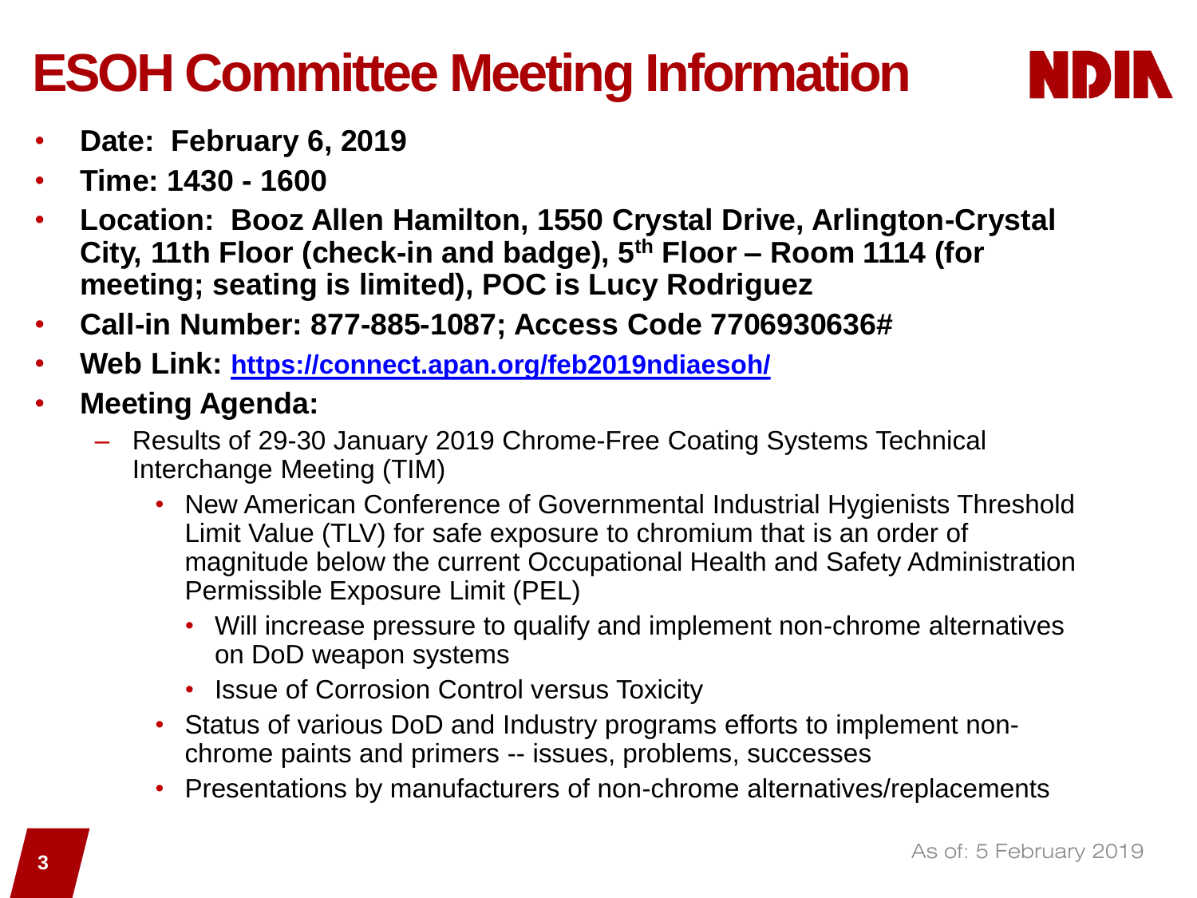# ESOH Committee Meeting Information

- **Date: February 6, 2019**
- **Time: 1430 - 1600**
- **Location: Booz Allen Hamilton, 1550 Crystal Drive, Arlington-Crystal City, 11th Floor (check-in and badge), 5th Floor – Room 1114 (for meeting; seating is limited), POC is Lucy Rodriguez**
- **Call-in Number: 877-885-1087; Access Code 7706930636#**
- **Web Link: https://connect.apan.org/feb2019ndiaesoh/**
- **Meeting Agenda:**
  - Results of 29-30 January 2019 Chrome-Free Coating Systems Technical Interchange Meeting (TIM)
    - New American Conference of Governmental Industrial Hygienists Threshold Limit Value (TLV) for safe exposure to chromium that is an order of magnitude below the current Occupational Health and Safety Administration Permissible Exposure Limit (PEL)
      - Will increase pressure to qualify and implement non-chrome alternatives on DoD weapon systems
      - Issue of Corrosion Control versus Toxicity
    - Status of various DoD and Industry programs efforts to implement non-chrome paints and primers -- issues, problems, successes
    - Presentations by manufacturers of non-chrome alternatives/replacements

As of: 5 February 2019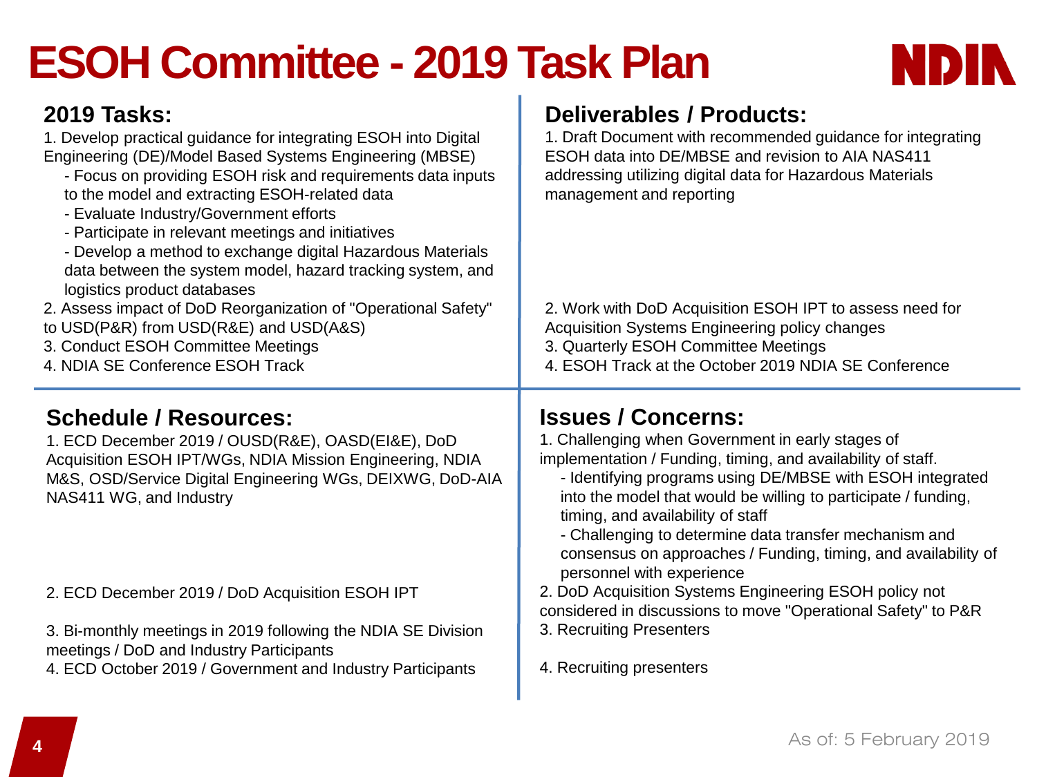# ESOH Committee - 2019 Task Plan

## 2019 Tasks:

1. Develop practical guidance for integrating ESOH into Digital Engineering (DE)/Model Based Systems Engineering (MBSE)
   - Focus on providing ESOH risk and requirements data inputs to the model and extracting ESOH-related data
   - Evaluate Industry/Government efforts
   - Participate in relevant meetings and initiatives
   - Develop a method to exchange digital Hazardous Materials data between the system model, hazard tracking system, and logistics product databases
2. Assess impact of DoD Reorganization of "Operational Safety" to USD(P&R) from USD(R&E) and USD(A&S)
3. Conduct ESOH Committee Meetings
4. NDIA SE Conference ESOH Track

## Deliverables / Products:

1. Draft Document with recommended guidance for integrating ESOH data into DE/MBSE and revision to AIA NAS411 addressing utilizing digital data for Hazardous Materials management and reporting
2. Work with DoD Acquisition ESOH IPT to assess need for Acquisition Systems Engineering policy changes
3. Quarterly ESOH Committee Meetings
4. ESOH Track at the October 2019 NDIA SE Conference

## Schedule / Resources:

1. ECD December 2019 / OUSD(R&E), OASD(EI&E), DoD Acquisition ESOH IPT/WGs, NDIA Mission Engineering, NDIA M&S, OSD/Service Digital Engineering WGs, DEIXWG, DoD-AIA NAS411 WG, and Industry
2. ECD December 2019 / DoD Acquisition ESOH IPT
3. Bi-monthly meetings in 2019 following the NDIA SE Division meetings / DoD and Industry Participants
4. ECD October 2019 / Government and Industry Participants

## Issues / Concerns:

1. Challenging when Government in early stages of implementation / Funding, timing, and availability of staff.
   - Identifying programs using DE/MBSE with ESOH integrated into the model that would be willing to participate / funding, timing, and availability of staff
   - Challenging to determine data transfer mechanism and consensus on approaches / Funding, timing, and availability of personnel with experience
2. DoD Acquisition Systems Engineering ESOH policy not considered in discussions to move "Operational Safety" to P&R
3. Recruiting Presenters
4. Recruiting presenters

As of: 5 February 2019